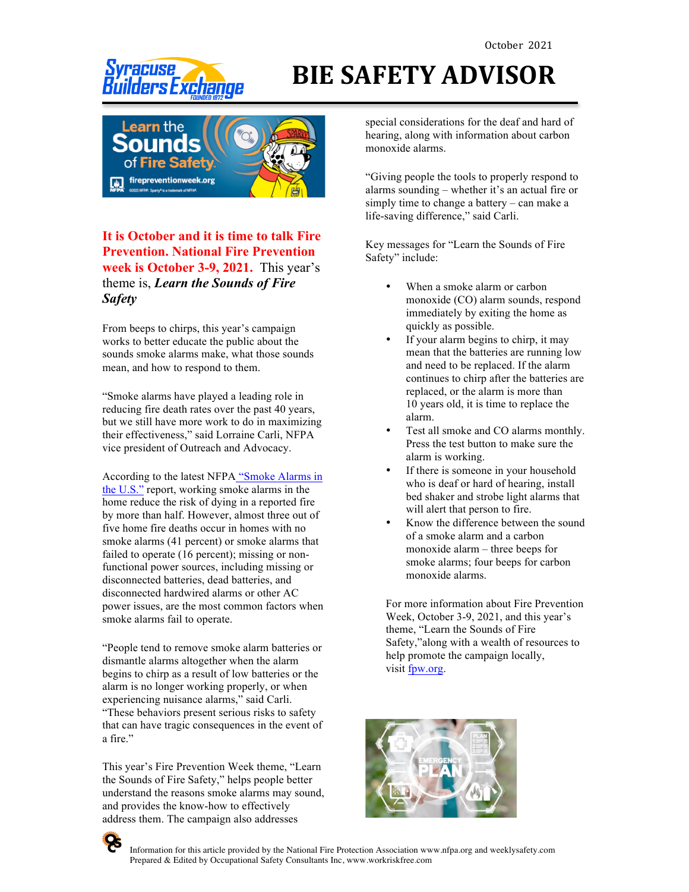October 2021

# BIE SAFETY ADVISOR

**It is October and it is time to talk Fire Prevention. National Fire Prevention week is October 3-9, 2021.** This year's theme is, ***Learn the Sounds of Fire Safety***

From beeps to chirps, this year's campaign works to better educate the public about the sounds smoke alarms make, what those sounds mean, and how to respond to them.

"Smoke alarms have played a leading role in reducing fire death rates over the past 40 years, but we still have more work to do in maximizing their effectiveness," said Lorraine Carli, NFPA vice president of Outreach and Advocacy.

According to the latest NFPA "Smoke Alarms in the U.S." report, working smoke alarms in the home reduce the risk of dying in a reported fire by more than half. However, almost three out of five home fire deaths occur in homes with no smoke alarms (41 percent) or smoke alarms that failed to operate (16 percent); missing or non-functional power sources, including missing or disconnected batteries, dead batteries, and disconnected hardwired alarms or other AC power issues, are the most common factors when smoke alarms fail to operate.

"People tend to remove smoke alarm batteries or dismantle alarms altogether when the alarm begins to chirp as a result of low batteries or the alarm is no longer working properly, or when experiencing nuisance alarms," said Carli. "These behaviors present serious risks to safety that can have tragic consequences in the event of a fire."

This year's Fire Prevention Week theme, "Learn the Sounds of Fire Safety," helps people better understand the reasons smoke alarms may sound, and provides the know-how to effectively address them. The campaign also addresses special considerations for the deaf and hard of hearing, along with information about carbon monoxide alarms.

"Giving people the tools to properly respond to alarms sounding – whether it's an actual fire or simply time to change a battery – can make a life-saving difference," said Carli.

Key messages for "Learn the Sounds of Fire Safety" include:

- When a smoke alarm or carbon monoxide (CO) alarm sounds, respond immediately by exiting the home as quickly as possible.
- If your alarm begins to chirp, it may mean that the batteries are running low and need to be replaced. If the alarm continues to chirp after the batteries are replaced, or the alarm is more than 10 years old, it is time to replace the alarm.
- Test all smoke and CO alarms monthly. Press the test button to make sure the alarm is working.
- If there is someone in your household who is deaf or hard of hearing, install bed shaker and strobe light alarms that will alert that person to fire.
- Know the difference between the sound of a smoke alarm and a carbon monoxide alarm – three beeps for smoke alarms; four beeps for carbon monoxide alarms.

For more information about Fire Prevention Week, October 3-9, 2021, and this year's theme, "Learn the Sounds of Fire Safety,"along with a wealth of resources to help promote the campaign locally, visit fpw.org.

Information for this article provided by the National Fire Protection Association www.nfpa.org and weeklysafety.com
Prepared & Edited by Occupational Safety Consultants Inc, www.workriskfree.com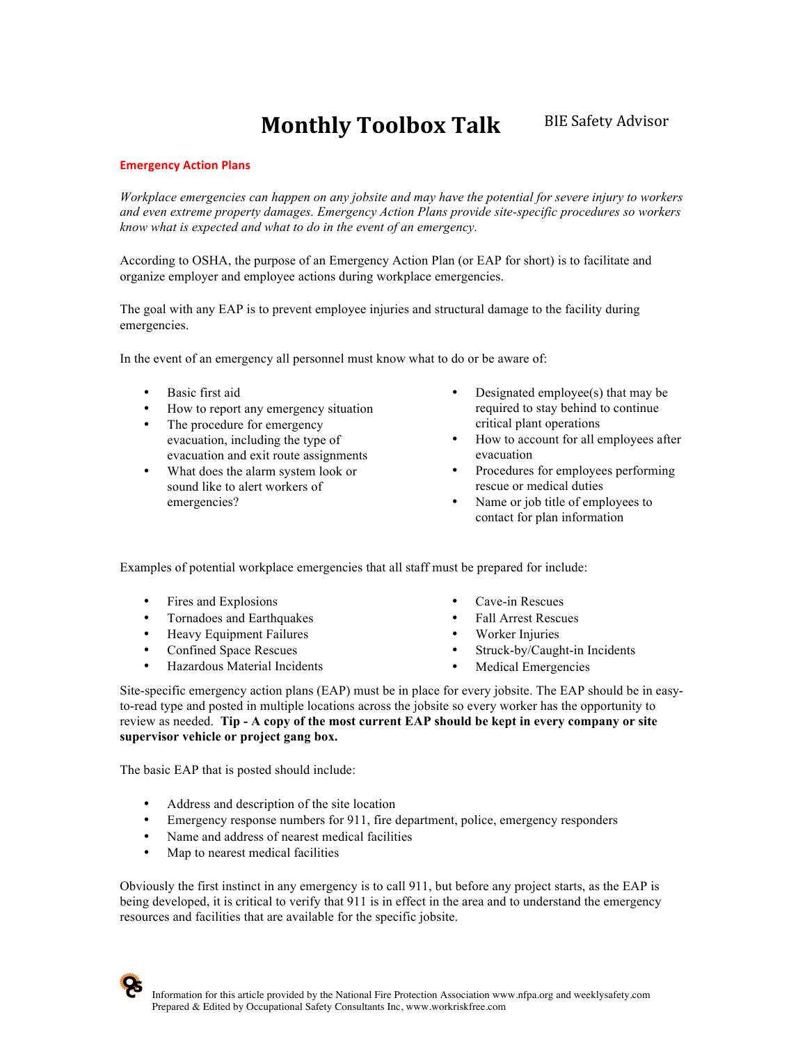# Monthly Toolbox Talk

BIE Safety Advisor

## Emergency Action Plans

*Workplace emergencies can happen on any jobsite and may have the potential for severe injury to workers and even extreme property damages. Emergency Action Plans provide site-specific procedures so workers know what is expected and what to do in the event of an emergency.*

According to OSHA, the purpose of an Emergency Action Plan (or EAP for short) is to facilitate and organize employer and employee actions during workplace emergencies.

The goal with any EAP is to prevent employee injuries and structural damage to the facility during emergencies.

In the event of an emergency all personnel must know what to do or be aware of:

- Basic first aid
- How to report any emergency situation
- The procedure for emergency evacuation, including the type of evacuation and exit route assignments
- What does the alarm system look or sound like to alert workers of emergencies?
- Designated employee(s) that may be required to stay behind to continue critical plant operations
- How to account for all employees after evacuation
- Procedures for employees performing rescue or medical duties
- Name or job title of employees to contact for plan information

Examples of potential workplace emergencies that all staff must be prepared for include:

- Fires and Explosions
- Tornadoes and Earthquakes
- Heavy Equipment Failures
- Confined Space Rescues
- Hazardous Material Incidents
- Cave-in Rescues
- Fall Arrest Rescues
- Worker Injuries
- Struck-by/Caught-in Incidents
- Medical Emergencies

Site-specific emergency action plans (EAP) must be in place for every jobsite. The EAP should be in easy-to-read type and posted in multiple locations across the jobsite so every worker has the opportunity to review as needed. **Tip - A copy of the most current EAP should be kept in every company or site supervisor vehicle or project gang box.**

The basic EAP that is posted should include:

- Address and description of the site location
- Emergency response numbers for 911, fire department, police, emergency responders
- Name and address of nearest medical facilities
- Map to nearest medical facilities

Obviously the first instinct in any emergency is to call 911, but before any project starts, as the EAP is being developed, it is critical to verify that 911 is in effect in the area and to understand the emergency resources and facilities that are available for the specific jobsite.

Information for this article provided by the National Fire Protection Association www.nfpa.org and weeklysafety.com
Prepared & Edited by Occupational Safety Consultants Inc, www.workriskfree.com